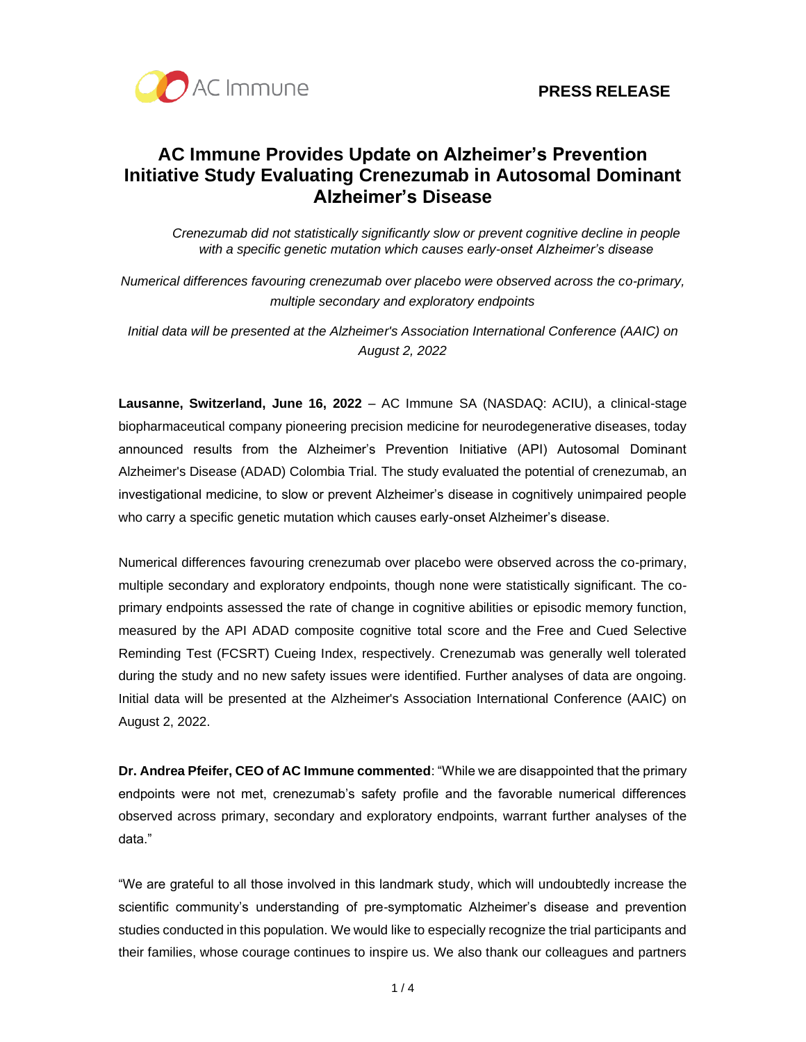**PRESS RELEASE**

# AC Immune Provides Update on Alzheimer's Prevention Initiative Study Evaluating Crenezumab in Autosomal Dominant Alzheimer's Disease

*Crenezumab did not statistically significantly slow or prevent cognitive decline in people with a specific genetic mutation which causes early-onset Alzheimer's disease*

*Numerical differences favouring crenezumab over placebo were observed across the co-primary, multiple secondary and exploratory endpoints*

*Initial data will be presented at the Alzheimer's Association International Conference (AAIC) on August 2, 2022*

**Lausanne, Switzerland, June 16, 2022** – AC Immune SA (NASDAQ: ACIU), a clinical-stage biopharmaceutical company pioneering precision medicine for neurodegenerative diseases, today announced results from the Alzheimer's Prevention Initiative (API) Autosomal Dominant Alzheimer's Disease (ADAD) Colombia Trial. The study evaluated the potential of crenezumab, an investigational medicine, to slow or prevent Alzheimer's disease in cognitively unimpaired people who carry a specific genetic mutation which causes early-onset Alzheimer's disease.

Numerical differences favouring crenezumab over placebo were observed across the co-primary, multiple secondary and exploratory endpoints, though none were statistically significant. The co-primary endpoints assessed the rate of change in cognitive abilities or episodic memory function, measured by the API ADAD composite cognitive total score and the Free and Cued Selective Reminding Test (FCSRT) Cueing Index, respectively. Crenezumab was generally well tolerated during the study and no new safety issues were identified. Further analyses of data are ongoing. Initial data will be presented at the Alzheimer's Association International Conference (AAIC) on August 2, 2022.

**Dr. Andrea Pfeifer, CEO of AC Immune commented**: "While we are disappointed that the primary endpoints were not met, crenezumab's safety profile and the favorable numerical differences observed across primary, secondary and exploratory endpoints, warrant further analyses of the data."

"We are grateful to all those involved in this landmark study, which will undoubtedly increase the scientific community's understanding of pre-symptomatic Alzheimer's disease and prevention studies conducted in this population. We would like to especially recognize the trial participants and their families, whose courage continues to inspire us. We also thank our colleagues and partners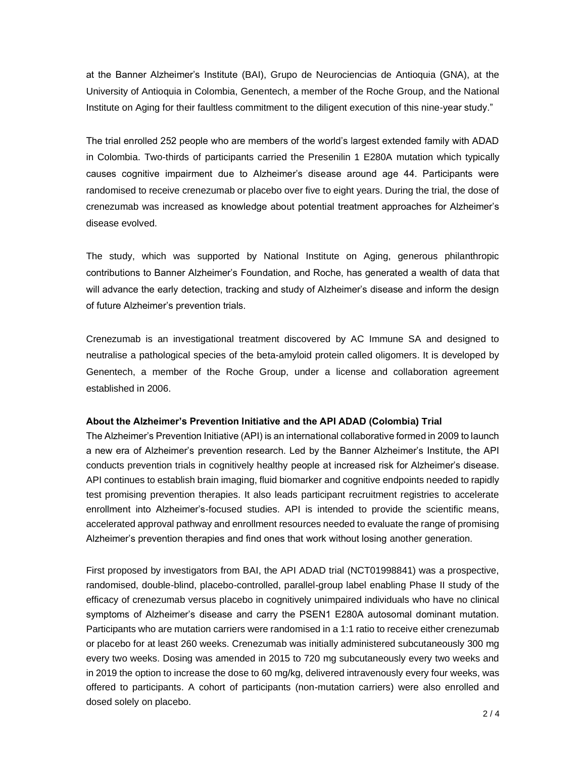at the Banner Alzheimer's Institute (BAI), Grupo de Neurociencias de Antioquia (GNA), at the University of Antioquia in Colombia, Genentech, a member of the Roche Group, and the National Institute on Aging for their faultless commitment to the diligent execution of this nine-year study."

The trial enrolled 252 people who are members of the world's largest extended family with ADAD in Colombia. Two-thirds of participants carried the Presenilin 1 E280A mutation which typically causes cognitive impairment due to Alzheimer's disease around age 44. Participants were randomised to receive crenezumab or placebo over five to eight years. During the trial, the dose of crenezumab was increased as knowledge about potential treatment approaches for Alzheimer's disease evolved.

The study, which was supported by National Institute on Aging, generous philanthropic contributions to Banner Alzheimer's Foundation, and Roche, has generated a wealth of data that will advance the early detection, tracking and study of Alzheimer's disease and inform the design of future Alzheimer's prevention trials.

Crenezumab is an investigational treatment discovered by AC Immune SA and designed to neutralise a pathological species of the beta-amyloid protein called oligomers. It is developed by Genentech, a member of the Roche Group, under a license and collaboration agreement established in 2006.

**About the Alzheimer's Prevention Initiative and the API ADAD (Colombia) Trial**

The Alzheimer's Prevention Initiative (API) is an international collaborative formed in 2009 to launch a new era of Alzheimer's prevention research. Led by the Banner Alzheimer's Institute, the API conducts prevention trials in cognitively healthy people at increased risk for Alzheimer's disease. API continues to establish brain imaging, fluid biomarker and cognitive endpoints needed to rapidly test promising prevention therapies. It also leads participant recruitment registries to accelerate enrollment into Alzheimer's-focused studies. API is intended to provide the scientific means, accelerated approval pathway and enrollment resources needed to evaluate the range of promising Alzheimer's prevention therapies and find ones that work without losing another generation.

First proposed by investigators from BAI, the API ADAD trial (NCT01998841) was a prospective, randomised, double-blind, placebo-controlled, parallel-group label enabling Phase II study of the efficacy of crenezumab versus placebo in cognitively unimpaired individuals who have no clinical symptoms of Alzheimer's disease and carry the PSEN1 E280A autosomal dominant mutation. Participants who are mutation carriers were randomised in a 1:1 ratio to receive either crenezumab or placebo for at least 260 weeks. Crenezumab was initially administered subcutaneously 300 mg every two weeks. Dosing was amended in 2015 to 720 mg subcutaneously every two weeks and in 2019 the option to increase the dose to 60 mg/kg, delivered intravenously every four weeks, was offered to participants. A cohort of participants (non-mutation carriers) were also enrolled and dosed solely on placebo.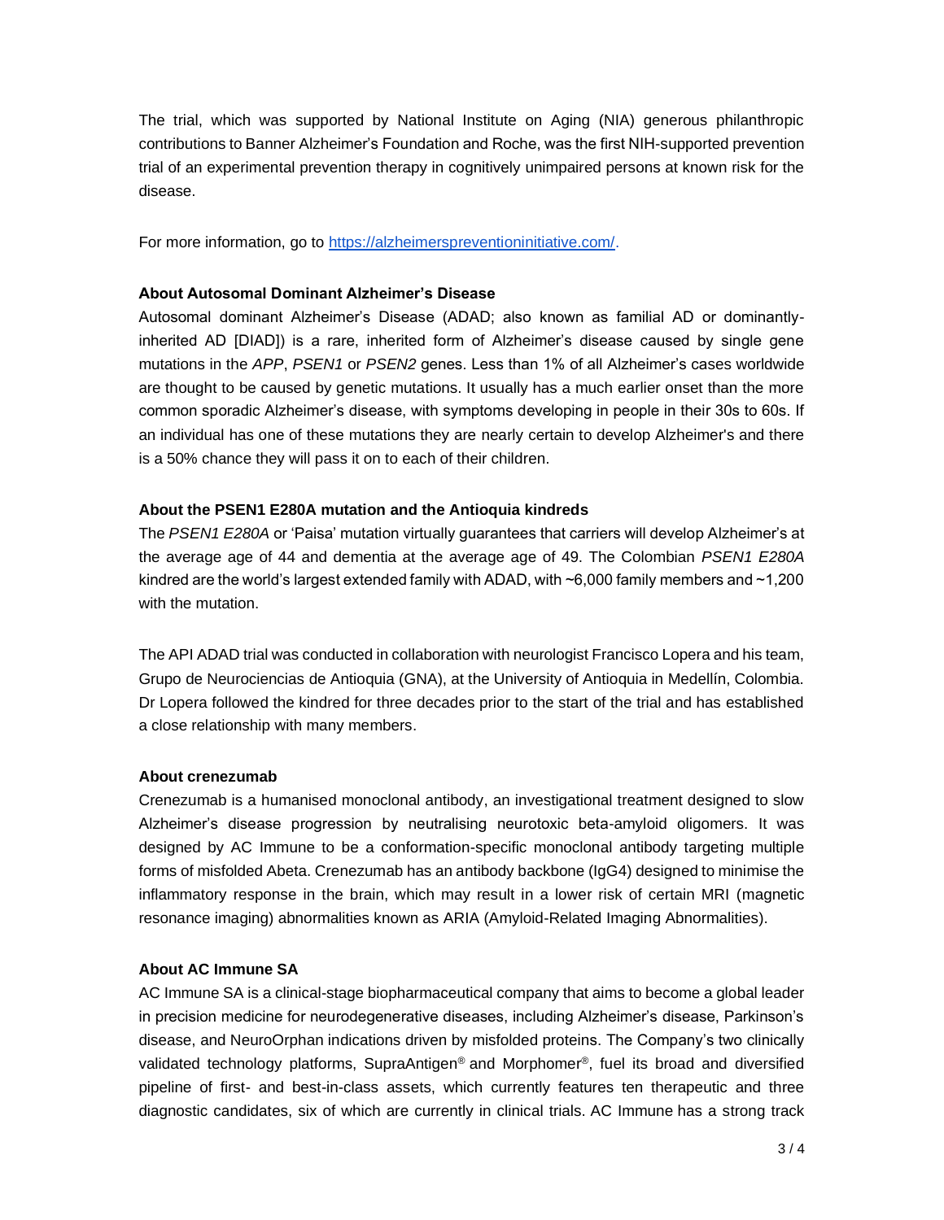The trial, which was supported by National Institute on Aging (NIA) generous philanthropic contributions to Banner Alzheimer's Foundation and Roche, was the first NIH-supported prevention trial of an experimental prevention therapy in cognitively unimpaired persons at known risk for the disease.

For more information, go to [https://alzheimerspreventioninitiative.com/](https://alzheimerspreventioninitiative.com/).

**About Autosomal Dominant Alzheimer's Disease**

Autosomal dominant Alzheimer's Disease (ADAD; also known as familial AD or dominantly-inherited AD [DIAD]) is a rare, inherited form of Alzheimer's disease caused by single gene mutations in the *APP*, *PSEN1* or *PSEN2* genes. Less than 1% of all Alzheimer's cases worldwide are thought to be caused by genetic mutations. It usually has a much earlier onset than the more common sporadic Alzheimer's disease, with symptoms developing in people in their 30s to 60s. If an individual has one of these mutations they are nearly certain to develop Alzheimer's and there is a 50% chance they will pass it on to each of their children.

**About the PSEN1 E280A mutation and the Antioquia kindreds**

The *PSEN1 E280A* or 'Paisa' mutation virtually guarantees that carriers will develop Alzheimer's at the average age of 44 and dementia at the average age of 49. The Colombian *PSEN1 E280A* kindred are the world's largest extended family with ADAD, with ~6,000 family members and ~1,200 with the mutation.

The API ADAD trial was conducted in collaboration with neurologist Francisco Lopera and his team, Grupo de Neurociencias de Antioquia (GNA), at the University of Antioquia in Medellín, Colombia. Dr Lopera followed the kindred for three decades prior to the start of the trial and has established a close relationship with many members.

**About crenezumab**

Crenezumab is a humanised monoclonal antibody, an investigational treatment designed to slow Alzheimer's disease progression by neutralising neurotoxic beta-amyloid oligomers. It was designed by AC Immune to be a conformation-specific monoclonal antibody targeting multiple forms of misfolded Abeta. Crenezumab has an antibody backbone (IgG4) designed to minimise the inflammatory response in the brain, which may result in a lower risk of certain MRI (magnetic resonance imaging) abnormalities known as ARIA (Amyloid-Related Imaging Abnormalities).

**About AC Immune SA**

AC Immune SA is a clinical-stage biopharmaceutical company that aims to become a global leader in precision medicine for neurodegenerative diseases, including Alzheimer's disease, Parkinson's disease, and NeuroOrphan indications driven by misfolded proteins. The Company's two clinically validated technology platforms, SupraAntigen® and Morphomer®, fuel its broad and diversified pipeline of first- and best-in-class assets, which currently features ten therapeutic and three diagnostic candidates, six of which are currently in clinical trials. AC Immune has a strong track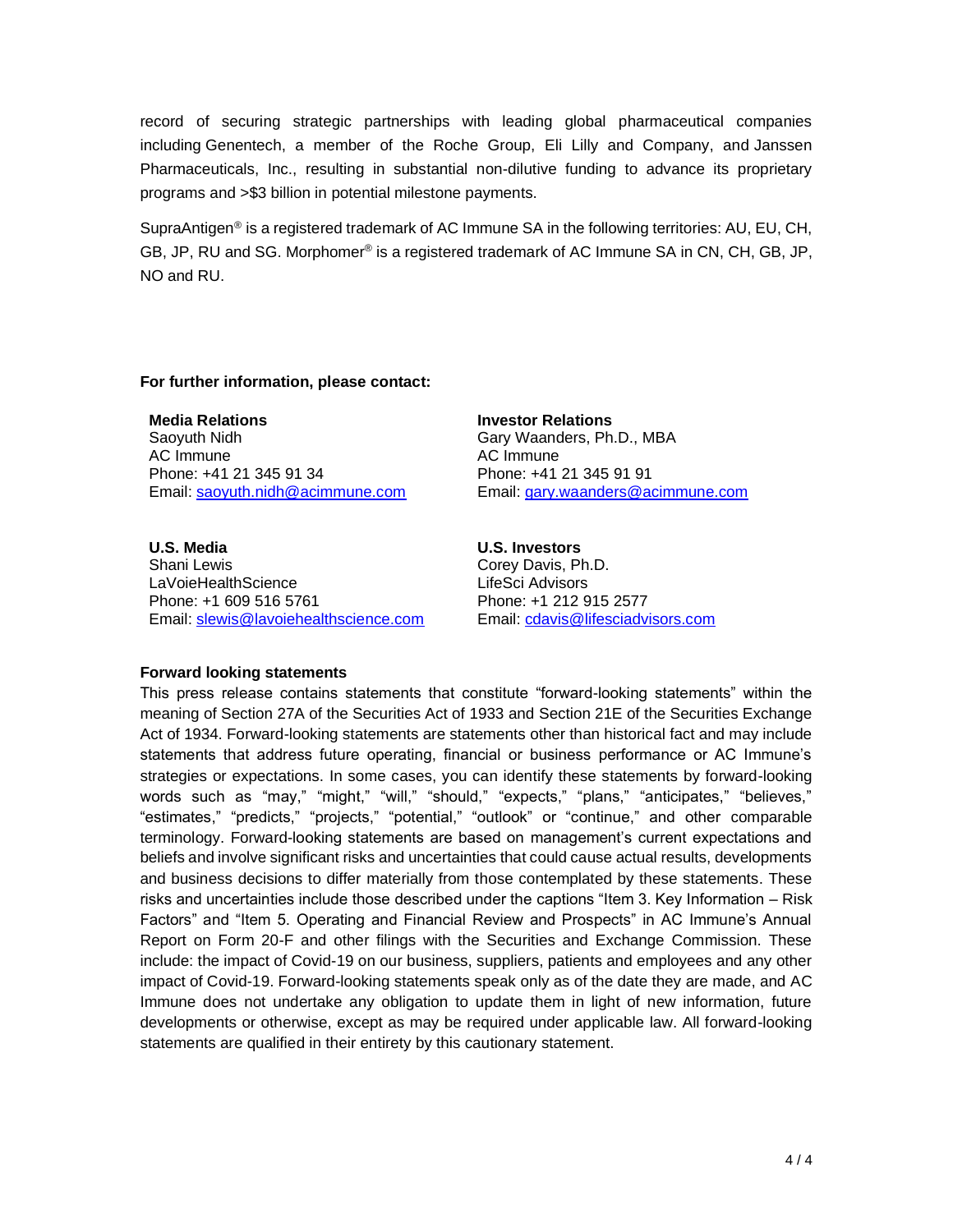record of securing strategic partnerships with leading global pharmaceutical companies including Genentech, a member of the Roche Group, Eli Lilly and Company, and Janssen Pharmaceuticals, Inc., resulting in substantial non-dilutive funding to advance its proprietary programs and >$3 billion in potential milestone payments.

SupraAntigen® is a registered trademark of AC Immune SA in the following territories: AU, EU, CH, GB, JP, RU and SG. Morphomer® is a registered trademark of AC Immune SA in CN, CH, GB, JP, NO and RU.

**For further information, please contact:**

**Media Relations**
Saoyuth Nidh
AC Immune
Phone: +41 21 345 91 34
Email: saoyuth.nidh@acimmune.com

**Investor Relations**
Gary Waanders, Ph.D., MBA
AC Immune
Phone: +41 21 345 91 91
Email: gary.waanders@acimmune.com

**U.S. Media**
Shani Lewis
LaVoieHealthScience
Phone: +1 609 516 5761
Email: slewis@lavoiehealthscience.com

**U.S. Investors**
Corey Davis, Ph.D.
LifeSci Advisors
Phone: +1 212 915 2577
Email: cdavis@lifesciadvisors.com

**Forward looking statements**

This press release contains statements that constitute "forward-looking statements" within the meaning of Section 27A of the Securities Act of 1933 and Section 21E of the Securities Exchange Act of 1934. Forward-looking statements are statements other than historical fact and may include statements that address future operating, financial or business performance or AC Immune's strategies or expectations. In some cases, you can identify these statements by forward-looking words such as "may," "might," "will," "should," "expects," "plans," "anticipates," "believes," "estimates," "predicts," "projects," "potential," "outlook" or "continue," and other comparable terminology. Forward-looking statements are based on management's current expectations and beliefs and involve significant risks and uncertainties that could cause actual results, developments and business decisions to differ materially from those contemplated by these statements. These risks and uncertainties include those described under the captions "Item 3. Key Information – Risk Factors" and "Item 5. Operating and Financial Review and Prospects" in AC Immune's Annual Report on Form 20-F and other filings with the Securities and Exchange Commission. These include: the impact of Covid-19 on our business, suppliers, patients and employees and any other impact of Covid-19. Forward-looking statements speak only as of the date they are made, and AC Immune does not undertake any obligation to update them in light of new information, future developments or otherwise, except as may be required under applicable law. All forward-looking statements are qualified in their entirety by this cautionary statement.